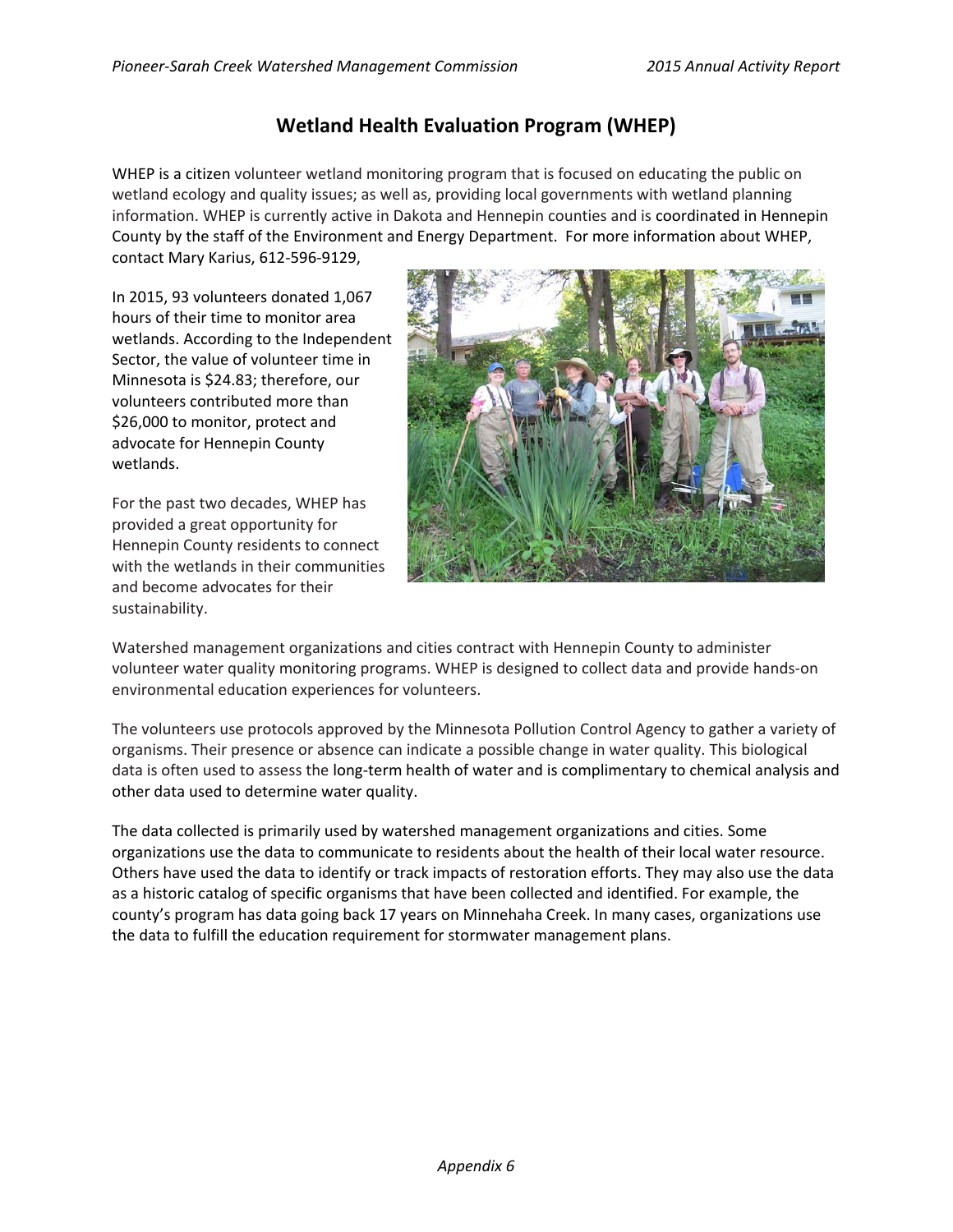# Wetland Health Evaluation Program (WHEP)

WHEP is a citizen volunteer wetland monitoring program that is focused on educating the public on wetland ecology and quality issues; as well as, providing local governments with wetland planning information. WHEP is currently active in Dakota and Hennepin counties and is coordinated in Hennepin County by the staff of the Environment and Energy Department. For more information about WHEP, contact Mary Karius, 612-596-9129,

In 2015, 93 volunteers donated 1,067 hours of their time to monitor area wetlands. According to the Independent Sector, the value of volunteer time in Minnesota is $24.83; therefore, our volunteers contributed more than $26,000 to monitor, protect and advocate for Hennepin County wetlands.

For the past two decades, WHEP has provided a great opportunity for Hennepin County residents to connect with the wetlands in their communities and become advocates for their sustainability.

Watershed management organizations and cities contract with Hennepin County to administer volunteer water quality monitoring programs. WHEP is designed to collect data and provide hands-on environmental education experiences for volunteers.

The volunteers use protocols approved by the Minnesota Pollution Control Agency to gather a variety of organisms. Their presence or absence can indicate a possible change in water quality. This biological data is often used to assess the long-term health of water and is complimentary to chemical analysis and other data used to determine water quality.

The data collected is primarily used by watershed management organizations and cities. Some organizations use the data to communicate to residents about the health of their local water resource. Others have used the data to identify or track impacts of restoration efforts. They may also use the data as a historic catalog of specific organisms that have been collected and identified. For example, the county's program has data going back 17 years on Minnehaha Creek. In many cases, organizations use the data to fulfill the education requirement for stormwater management plans.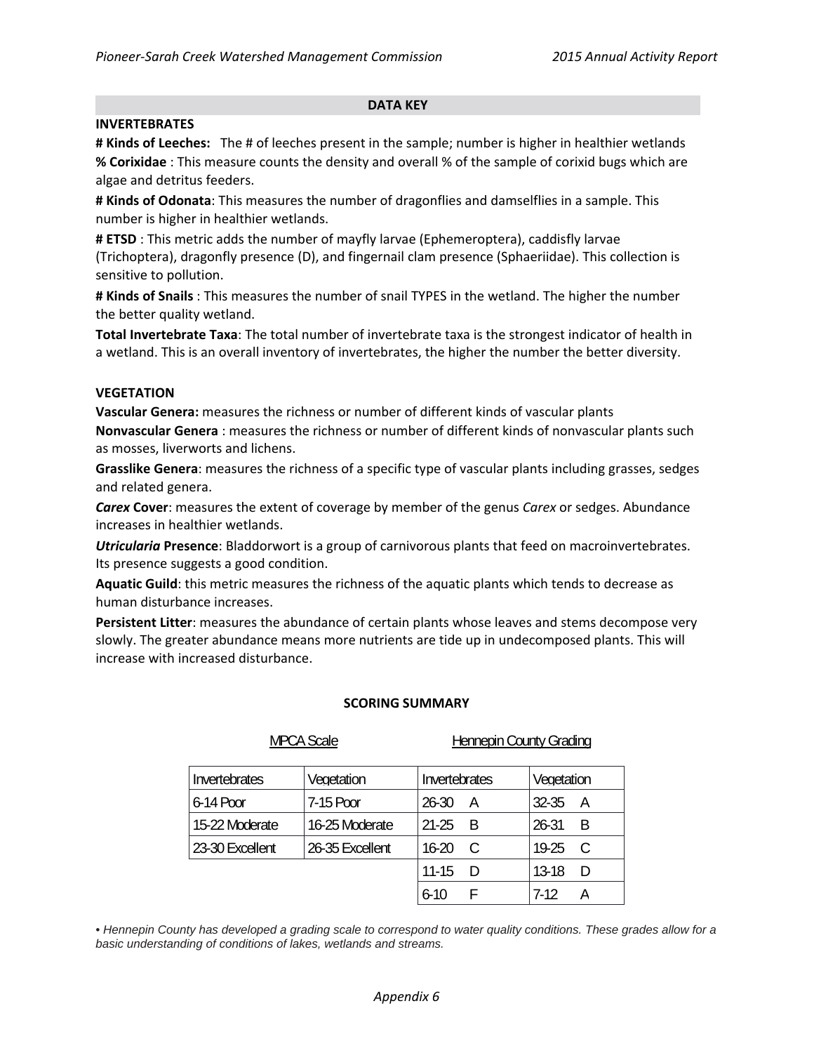## DATA KEY

### INVERTEBRATES

**# Kinds of Leeches:** The # of leeches present in the sample; number is higher in healthier wetlands

**% Corixidae** : This measure counts the density and overall % of the sample of corixid bugs which are algae and detritus feeders.

**# Kinds of Odonata**: This measures the number of dragonflies and damselflies in a sample. This number is higher in healthier wetlands.

**# ETSD** : This metric adds the number of mayfly larvae (Ephemeroptera), caddisfly larvae (Trichoptera), dragonfly presence (D), and fingernail clam presence (Sphaeriidae). This collection is sensitive to pollution.

**# Kinds of Snails** : This measures the number of snail TYPES in the wetland. The higher the number the better quality wetland.

**Total Invertebrate Taxa**: The total number of invertebrate taxa is the strongest indicator of health in a wetland. This is an overall inventory of invertebrates, the higher the number the better diversity.

### VEGETATION

**Vascular Genera:** measures the richness or number of different kinds of vascular plants

**Nonvascular Genera** : measures the richness or number of different kinds of nonvascular plants such as mosses, liverworts and lichens.

**Grasslike Genera**: measures the richness of a specific type of vascular plants including grasses, sedges and related genera.

***Carex* Cover**: measures the extent of coverage by member of the genus *Carex* or sedges. Abundance increases in healthier wetlands.

***Utricularia* Presence**: Bladdorwort is a group of carnivorous plants that feed on macroinvertebrates. Its presence suggests a good condition.

**Aquatic Guild**: this metric measures the richness of the aquatic plants which tends to decrease as human disturbance increases.

**Persistent Litter**: measures the abundance of certain plants whose leaves and stems decompose very slowly. The greater abundance means more nutrients are tide up in undecomposed plants. This will increase with increased disturbance.

## SCORING SUMMARY

| MPCA Scale | | Hennepin County Grading | |
|---|---|---|---|
| Invertebrates | Vegetation | Invertebrates | Vegetation |
| 6-14 Poor | 7-15 Poor | 26-30 A | 32-35 A |
| 15-22 Moderate | 16-25 Moderate | 21-25 B | 26-31 B |
| 23-30 Excellent | 26-35 Excellent | 16-20 C | 19-25 C |
| | | 11-15 D | 13-18 D |
| | | 6-10 F | 7-12 A |

*• Hennepin County has developed a grading scale to correspond to water quality conditions. These grades allow for a basic understanding of conditions of lakes, wetlands and streams.*

*Appendix 6*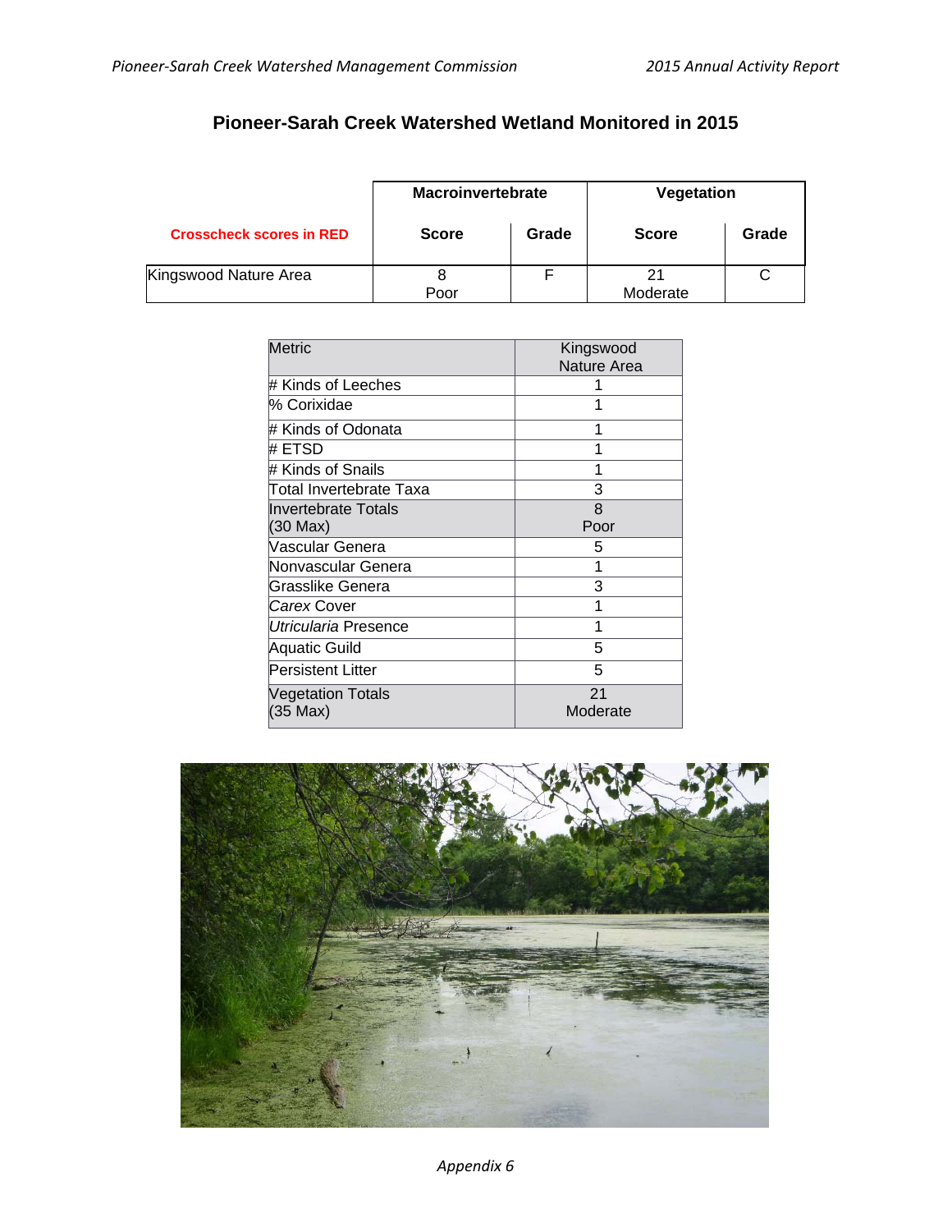## Pioneer-Sarah Creek Watershed Wetland Monitored in 2015

| Crosscheck scores in RED | Macroinvertebrate | | Vegetation | |
|---|---|---|---|---|
| | Score | Grade | Score | Grade |
| Kingswood Nature Area | 8<br>Poor | F | 21<br>Moderate | C |

| Metric | Kingswood Nature Area |
|---|---|
| # Kinds of Leeches | 1 |
| % Corixidae | 1 |
| # Kinds of Odonata | 1 |
| # ETSD | 1 |
| # Kinds of Snails | 1 |
| Total Invertebrate Taxa | 3 |
| Invertebrate Totals (30 Max) | 8<br>Poor |
| Vascular Genera | 5 |
| Nonvascular Genera | 1 |
| Grasslike Genera | 3 |
| *Carex* Cover | 1 |
| *Utricularia* Presence | 1 |
| Aquatic Guild | 5 |
| Persistent Litter | 5 |
| Vegetation Totals (35 Max) | 21<br>Moderate |

*Appendix 6*